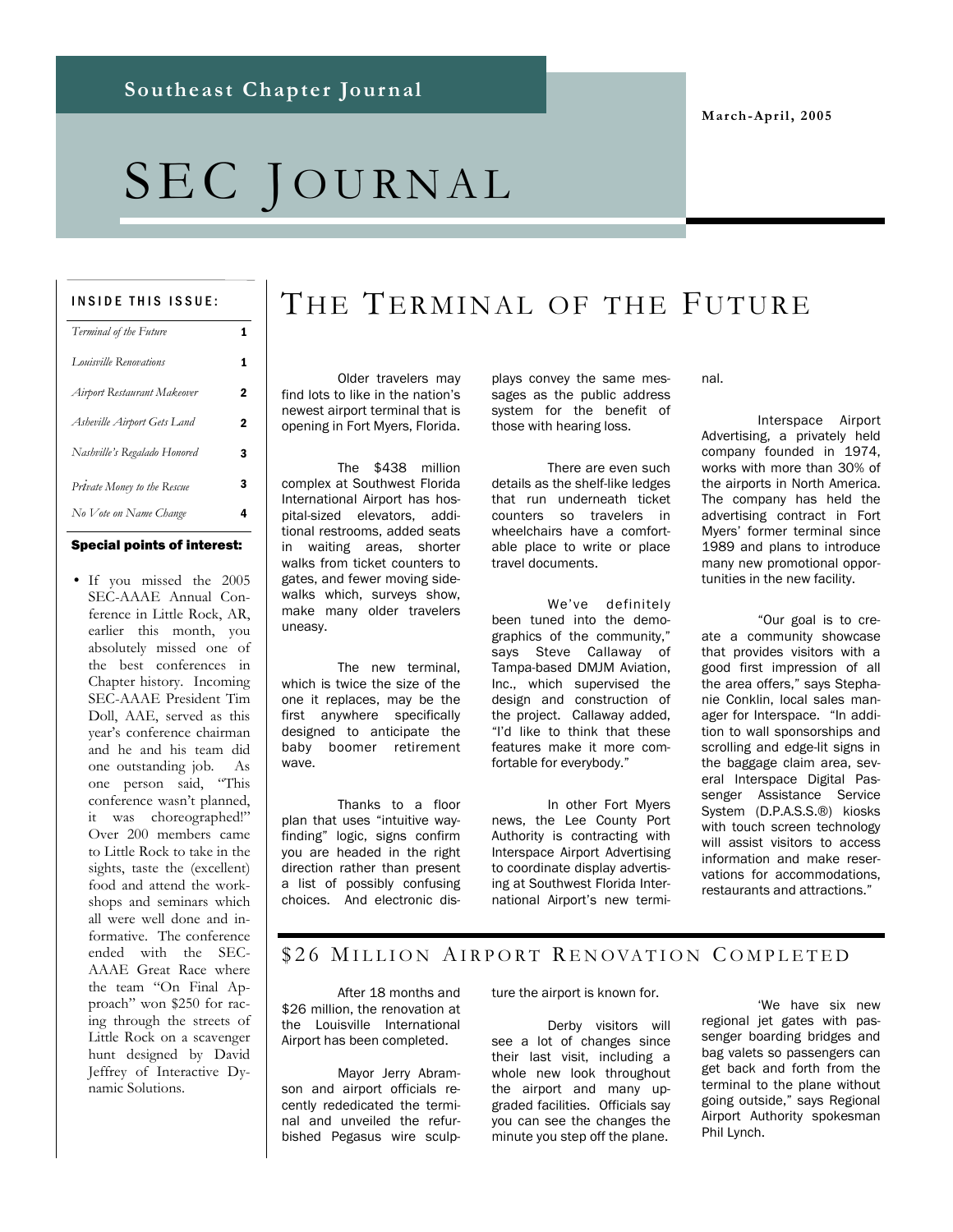Southeast Chapter Journal

March-April, 2005

# SEC Journal

**INSIDE THIS ISSUE:**

| | |
|---|---|
| *Terminal of the Future* | 1 |
| *Louisville Renovations* | 1 |
| *Airport Restaurant Makeover* | 2 |
| *Asheville Airport Gets Land* | 2 |
| *Nashville's Regalado Honored* | 3 |
| *Private Money to the Rescue* | 3 |
| *No Vote on Name Change* | 4 |

**Special points of interest:**

- If you missed the 2005 SEC-AAAE Annual Conference in Little Rock, AR, earlier this month, you absolutely missed one of the best conferences in Chapter history. Incoming SEC-AAAE President Tim Doll, AAE, served as this year's conference chairman and he and his team did one outstanding job. As one person said, "This conference wasn't planned, it was choreographed!" Over 200 members came to Little Rock to take in the sights, taste the (excellent) food and attend the workshops and seminars which all were well done and informative. The conference ended with the SEC-AAAE Great Race where the team "On Final Approach" won $250 for racing through the streets of Little Rock on a scavenger hunt designed by David Jeffrey of Interactive Dynamic Solutions.

## The Terminal of the Future

Older travelers may find lots to like in the nation's newest airport terminal that is opening in Fort Myers, Florida.

The $438 million complex at Southwest Florida International Airport has hospital-sized elevators, additional restrooms, added seats in waiting areas, shorter walks from ticket counters to gates, and fewer moving sidewalks which, surveys show, make many older travelers uneasy.

The new terminal, which is twice the size of the one it replaces, may be the first anywhere specifically designed to anticipate the baby boomer retirement wave.

Thanks to a floor plan that uses "intuitive wayfinding" logic, signs confirm you are headed in the right direction rather than present a list of possibly confusing choices. And electronic displays convey the same messages as the public address system for the benefit of those with hearing loss.

There are even such details as the shelf-like ledges that run underneath ticket counters so travelers in wheelchairs have a comfortable place to write or place travel documents.

We've definitely been tuned into the demographics of the community," says Steve Callaway of Tampa-based DMJM Aviation, Inc., which supervised the design and construction of the project. Callaway added, "I'd like to think that these features make it more comfortable for everybody."

In other Fort Myers news, the Lee County Port Authority is contracting with Interspace Airport Advertising to coordinate display advertising at Southwest Florida International Airport's new terminal.

Interspace Airport Advertising, a privately held company founded in 1974, works with more than 30% of the airports in North America. The company has held the advertising contract in Fort Myers' former terminal since 1989 and plans to introduce many new promotional opportunities in the new facility.

"Our goal is to create a community showcase that provides visitors with a good first impression of all the area offers," says Stephanie Conklin, local sales manager for Interspace. "In addition to wall sponsorships and scrolling and edge-lit signs in the baggage claim area, several Interspace Digital Passenger Assistance Service System (D.P.A.S.S.®) kiosks with touch screen technology will assist visitors to access information and make reservations for accommodations, restaurants and attractions."

## $26 Million Airport Renovation Completed

After 18 months and $26 million, the renovation at the Louisville International Airport has been completed.

Mayor Jerry Abramson and airport officials recently rededicated the terminal and unveiled the refurbished Pegasus wire sculpture the airport is known for.

Derby visitors will see a lot of changes since their last visit, including a whole new look throughout the airport and many upgraded facilities. Officials say you can see the changes the minute you step off the plane.

'We have six new regional jet gates with passenger boarding bridges and bag valets so passengers can get back and forth from the terminal to the plane without going outside," says Regional Airport Authority spokesman Phil Lynch.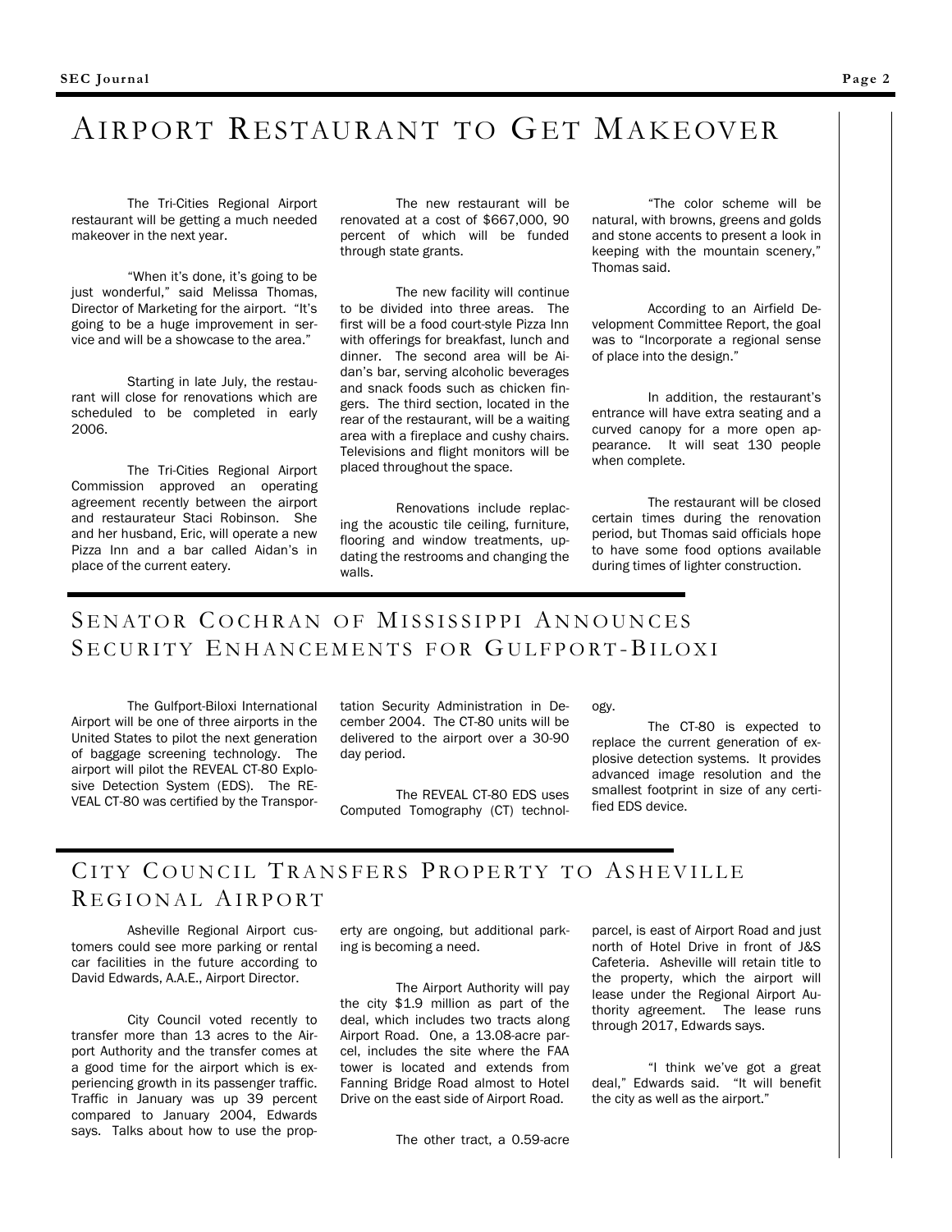# Airport Restaurant to Get Makeover

The Tri-Cities Regional Airport restaurant will be getting a much needed makeover in the next year.

"When it's done, it's going to be just wonderful," said Melissa Thomas, Director of Marketing for the airport. "It's going to be a huge improvement in service and will be a showcase to the area."

Starting in late July, the restaurant will close for renovations which are scheduled to be completed in early 2006.

The Tri-Cities Regional Airport Commission approved an operating agreement recently between the airport and restaurateur Staci Robinson. She and her husband, Eric, will operate a new Pizza Inn and a bar called Aidan's in place of the current eatery.

The new restaurant will be renovated at a cost of $667,000, 90 percent of which will be funded through state grants.

The new facility will continue to be divided into three areas. The first will be a food court-style Pizza Inn with offerings for breakfast, lunch and dinner. The second area will be Aidan's bar, serving alcoholic beverages and snack foods such as chicken fingers. The third section, located in the rear of the restaurant, will be a waiting area with a fireplace and cushy chairs. Televisions and flight monitors will be placed throughout the space.

Renovations include replacing the acoustic tile ceiling, furniture, flooring and window treatments, updating the restrooms and changing the walls.

"The color scheme will be natural, with browns, greens and golds and stone accents to present a look in keeping with the mountain scenery," Thomas said.

According to an Airfield Development Committee Report, the goal was to "Incorporate a regional sense of place into the design."

In addition, the restaurant's entrance will have extra seating and a curved canopy for a more open appearance. It will seat 130 people when complete.

The restaurant will be closed certain times during the renovation period, but Thomas said officials hope to have some food options available during times of lighter construction.

# Senator Cochran of Mississippi Announces Security Enhancements for Gulfport-Biloxi

The Gulfport-Biloxi International Airport will be one of three airports in the United States to pilot the next generation of baggage screening technology. The airport will pilot the REVEAL CT-80 Explosive Detection System (EDS). The REVEAL CT-80 was certified by the Transportation Security Administration in December 2004. The CT-80 units will be delivered to the airport over a 30-90 day period.

The REVEAL CT-80 EDS uses Computed Tomography (CT) technology.

The CT-80 is expected to replace the current generation of explosive detection systems. It provides advanced image resolution and the smallest footprint in size of any certified EDS device.

# City Council Transfers Property to Asheville Regional Airport

Asheville Regional Airport customers could see more parking or rental car facilities in the future according to David Edwards, A.A.E., Airport Director.

City Council voted recently to transfer more than 13 acres to the Airport Authority and the transfer comes at a good time for the airport which is experiencing growth in its passenger traffic. Traffic in January was up 39 percent compared to January 2004, Edwards says. Talks about how to use the property are ongoing, but additional parking is becoming a need.

The Airport Authority will pay the city $1.9 million as part of the deal, which includes two tracts along Airport Road. One, a 13.08-acre parcel, includes the site where the FAA tower is located and extends from Fanning Bridge Road almost to Hotel Drive on the east side of Airport Road.

The other tract, a 0.59-acre parcel, is east of Airport Road and just north of Hotel Drive in front of J&S Cafeteria. Asheville will retain title to the property, which the airport will lease under the Regional Airport Authority agreement. The lease runs through 2017, Edwards says.

"I think we've got a great deal," Edwards said. "It will benefit the city as well as the airport."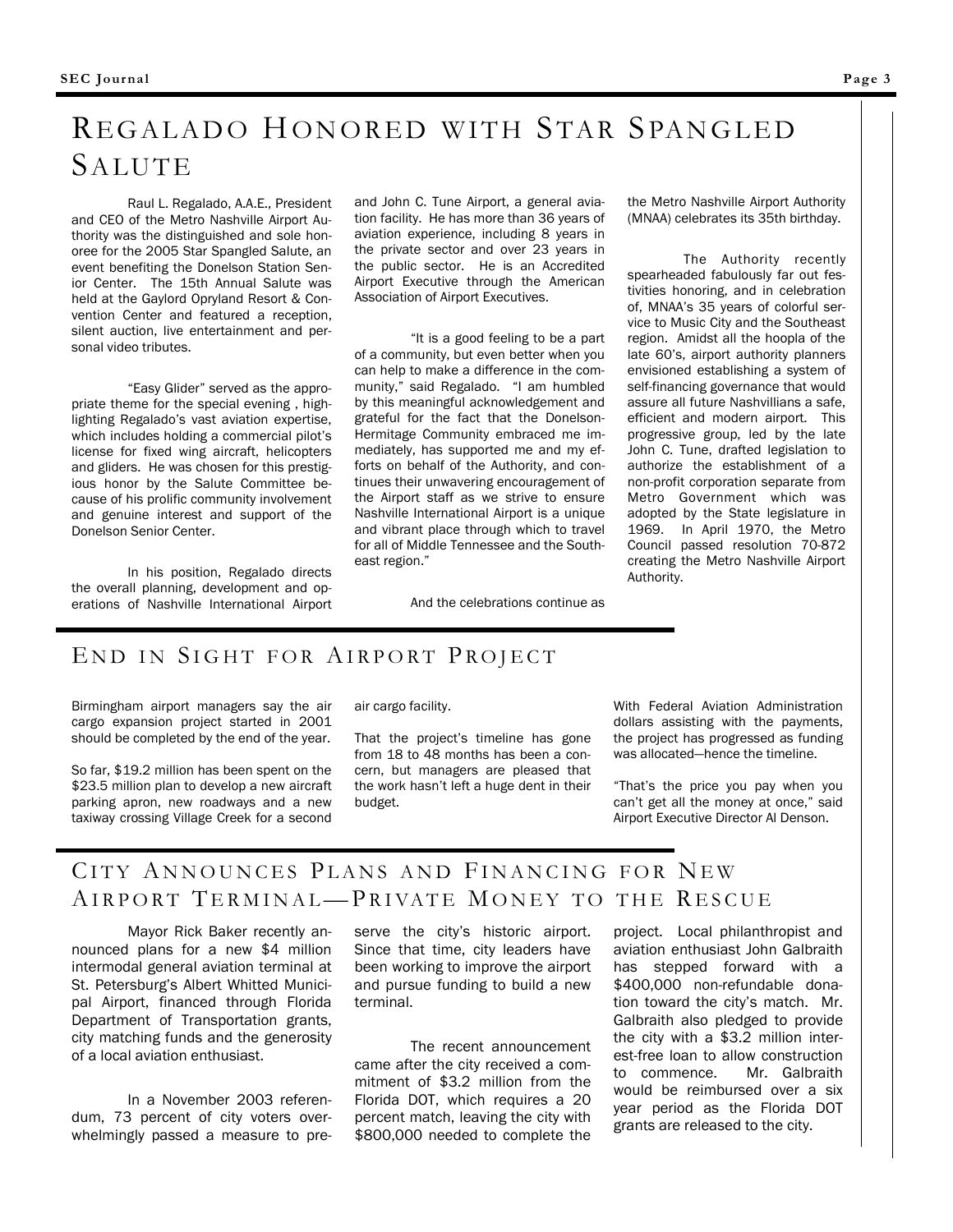# Regalado Honored with Star Spangled Salute

Raul L. Regalado, A.A.E., President and CEO of the Metro Nashville Airport Authority was the distinguished and sole honoree for the 2005 Star Spangled Salute, an event benefiting the Donelson Station Senior Center. The 15th Annual Salute was held at the Gaylord Opryland Resort & Convention Center and featured a reception, silent auction, live entertainment and personal video tributes.

"Easy Glider" served as the appropriate theme for the special evening , highlighting Regalado's vast aviation expertise, which includes holding a commercial pilot's license for fixed wing aircraft, helicopters and gliders. He was chosen for this prestigious honor by the Salute Committee because of his prolific community involvement and genuine interest and support of the Donelson Senior Center.

In his position, Regalado directs the overall planning, development and operations of Nashville International Airport and John C. Tune Airport, a general aviation facility. He has more than 36 years of aviation experience, including 8 years in the private sector and over 23 years in the public sector. He is an Accredited Airport Executive through the American Association of Airport Executives.

"It is a good feeling to be a part of a community, but even better when you can help to make a difference in the community," said Regalado. "I am humbled by this meaningful acknowledgement and grateful for the fact that the Donelson-Hermitage Community embraced me immediately, has supported me and my efforts on behalf of the Authority, and continues their unwavering encouragement of the Airport staff as we strive to ensure Nashville International Airport is a unique and vibrant place through which to travel for all of Middle Tennessee and the Southeast region."

And the celebrations continue as the Metro Nashville Airport Authority (MNAA) celebrates its 35th birthday.

The Authority recently spearheaded fabulously far out festivities honoring, and in celebration of, MNAA's 35 years of colorful service to Music City and the Southeast region. Amidst all the hoopla of the late 60's, airport authority planners envisioned establishing a system of self-financing governance that would assure all future Nashvillians a safe, efficient and modern airport. This progressive group, led by the late John C. Tune, drafted legislation to authorize the establishment of a non-profit corporation separate from Metro Government which was adopted by the State legislature in 1969. In April 1970, the Metro Council passed resolution 70-872 creating the Metro Nashville Airport Authority.

# End in Sight for Airport Project

Birmingham airport managers say the air cargo expansion project started in 2001 should be completed by the end of the year.

So far, $19.2 million has been spent on the $23.5 million plan to develop a new aircraft parking apron, new roadways and a new taxiway crossing Village Creek for a second air cargo facility.

That the project's timeline has gone from 18 to 48 months has been a concern, but managers are pleased that the work hasn't left a huge dent in their budget.

With Federal Aviation Administration dollars assisting with the payments, the project has progressed as funding was allocated—hence the timeline.

"That's the price you pay when you can't get all the money at once," said Airport Executive Director Al Denson.

# City Announces Plans and Financing for New Airport Terminal—Private Money to the Rescue

Mayor Rick Baker recently announced plans for a new $4 million intermodal general aviation terminal at St. Petersburg's Albert Whitted Municipal Airport, financed through Florida Department of Transportation grants, city matching funds and the generosity of a local aviation enthusiast.

In a November 2003 referendum, 73 percent of city voters overwhelmingly passed a measure to preserve the city's historic airport. Since that time, city leaders have been working to improve the airport and pursue funding to build a new terminal.

The recent announcement came after the city received a commitment of $3.2 million from the Florida DOT, which requires a 20 percent match, leaving the city with $800,000 needed to complete the project. Local philanthropist and aviation enthusiast John Galbraith has stepped forward with a $400,000 non-refundable donation toward the city's match. Mr. Galbraith also pledged to provide the city with a $3.2 million interest-free loan to allow construction to commence. Mr. Galbraith would be reimbursed over a six year period as the Florida DOT grants are released to the city.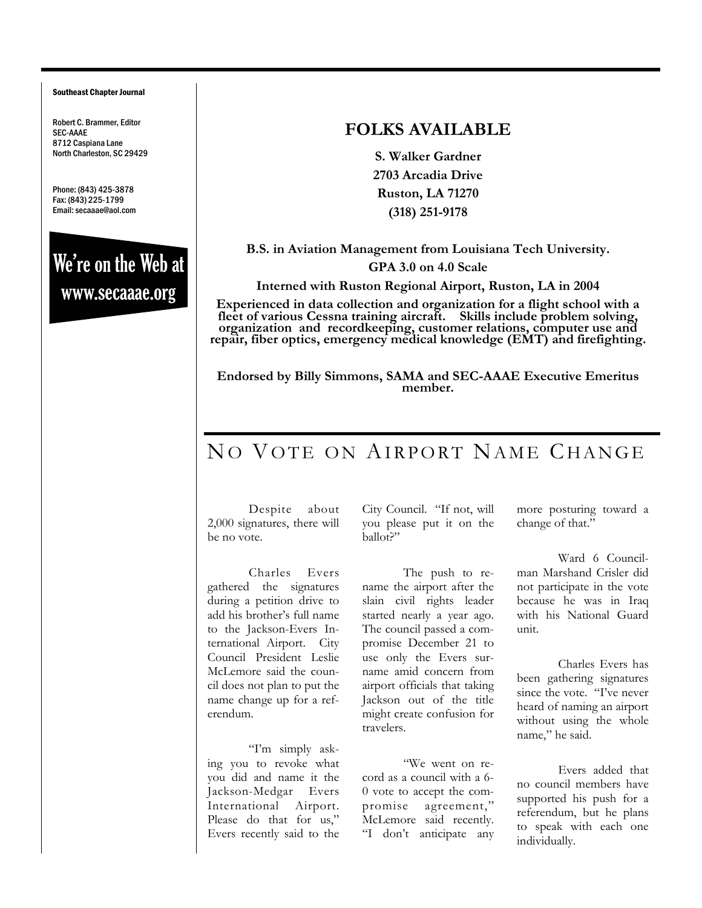Southeast Chapter Journal

Robert C. Brammer, Editor
SEC-AAAE
8712 Caspiana Lane
North Charleston, SC 29429

Phone: (843) 425-3878
Fax: (843) 225-1799
Email: secaaae@aol.com

**We're on the Web at www.secaaae.org**

## FOLKS AVAILABLE

**S. Walker Gardner**
**2703 Arcadia Drive**
**Ruston, LA 71270**
**(318) 251-9178**

**B.S. in Aviation Management from Louisiana Tech University.**
**GPA 3.0 on 4.0 Scale**
**Interned with Ruston Regional Airport, Ruston, LA in 2004**
**Experienced in data collection and organization for a flight school with a fleet of various Cessna training aircraft. Skills include problem solving, organization and recordkeeping, customer relations, computer use and repair, fiber optics, emergency medical knowledge (EMT) and firefighting.**

**Endorsed by Billy Simmons, SAMA and SEC-AAAE Executive Emeritus member.**

## NO VOTE ON AIRPORT NAME CHANGE

Despite about 2,000 signatures, there will be no vote.

Charles Evers gathered the signatures during a petition drive to add his brother's full name to the Jackson-Evers International Airport. City Council President Leslie McLemore said the council does not plan to put the name change up for a referendum.

"I'm simply asking you to revoke what you did and name it the Jackson-Medgar Evers International Airport. Please do that for us," Evers recently said to the City Council. "If not, will you please put it on the ballot?"

The push to rename the airport after the slain civil rights leader started nearly a year ago. The council passed a compromise December 21 to use only the Evers surname amid concern from airport officials that taking Jackson out of the title might create confusion for travelers.

"We went on record as a council with a 6-0 vote to accept the compromise agreement," McLemore said recently. "I don't anticipate any more posturing toward a change of that."

Ward 6 Councilman Marshand Crisler did not participate in the vote because he was in Iraq with his National Guard unit.

Charles Evers has been gathering signatures since the vote. "I've never heard of naming an airport without using the whole name," he said.

Evers added that no council members have supported his push for a referendum, but he plans to speak with each one individually.